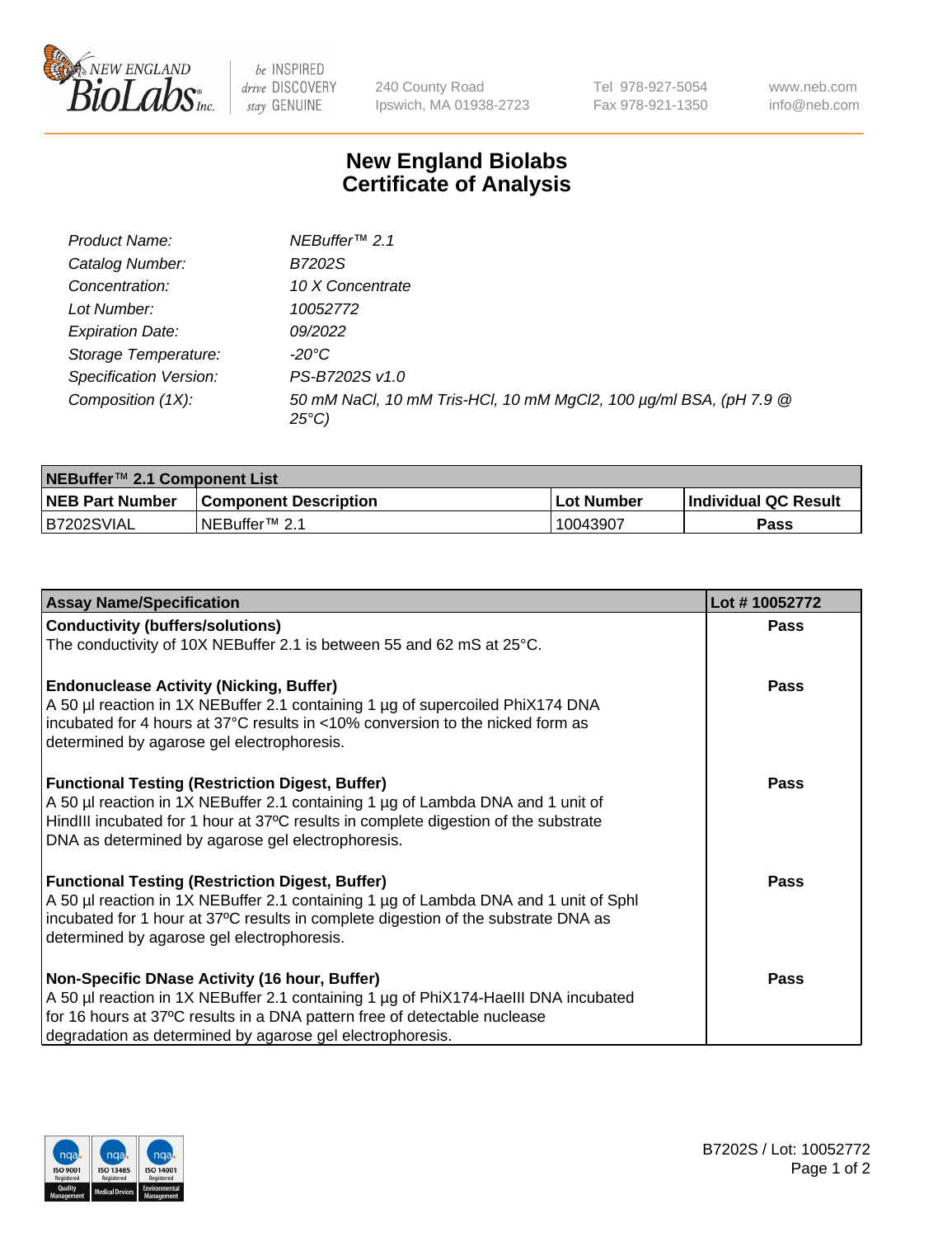# New England Biolabs Certificate of Analysis

| | |
|---|---|
| *Product Name:* | *NEBuffer™ 2.1* |
| *Catalog Number:* | *B7202S* |
| *Concentration:* | *10 X Concentrate* |
| *Lot Number:* | *10052772* |
| *Expiration Date:* | *09/2022* |
| *Storage Temperature:* | *-20°C* |
| *Specification Version:* | *PS-B7202S v1.0* |
| *Composition (1X):* | *50 mM NaCl, 10 mM Tris-HCl, 10 mM $MgCl_2$, 100 µg/ml BSA, (pH 7.9 @ 25°C)* |

| NEBuffer™ 2.1 Component List | | | |
|---|---|---|---|
| **NEB Part Number** | **Component Description** | **Lot Number** | **Individual QC Result** |
| B7202SVIAL | NEBuffer™ 2.1 | 10043907 | **Pass** |

| Assay Name/Specification | Lot # 10052772 |
|---|---|
| **Conductivity (buffers/solutions)**<br>The conductivity of 10X NEBuffer 2.1 is between 55 and 62 mS at 25°C. | **Pass** |
| **Endonuclease Activity (Nicking, Buffer)**<br>A 50 µl reaction in 1X NEBuffer 2.1 containing 1 µg of supercoiled PhiX174 DNA incubated for 4 hours at 37°C results in <10% conversion to the nicked form as determined by agarose gel electrophoresis. | **Pass** |
| **Functional Testing (Restriction Digest, Buffer)**<br>A 50 µl reaction in 1X NEBuffer 2.1 containing 1 µg of Lambda DNA and 1 unit of HindIII incubated for 1 hour at 37ºC results in complete digestion of the substrate DNA as determined by agarose gel electrophoresis. | **Pass** |
| **Functional Testing (Restriction Digest, Buffer)**<br>A 50 µl reaction in 1X NEBuffer 2.1 containing 1 µg of Lambda DNA and 1 unit of SphI incubated for 1 hour at 37ºC results in complete digestion of the substrate DNA as determined by agarose gel electrophoresis. | **Pass** |
| **Non-Specific DNase Activity (16 hour, Buffer)**<br>A 50 µl reaction in 1X NEBuffer 2.1 containing 1 µg of PhiX174-HaeIII DNA incubated for 16 hours at 37ºC results in a DNA pattern free of detectable nuclease degradation as determined by agarose gel electrophoresis. | **Pass** |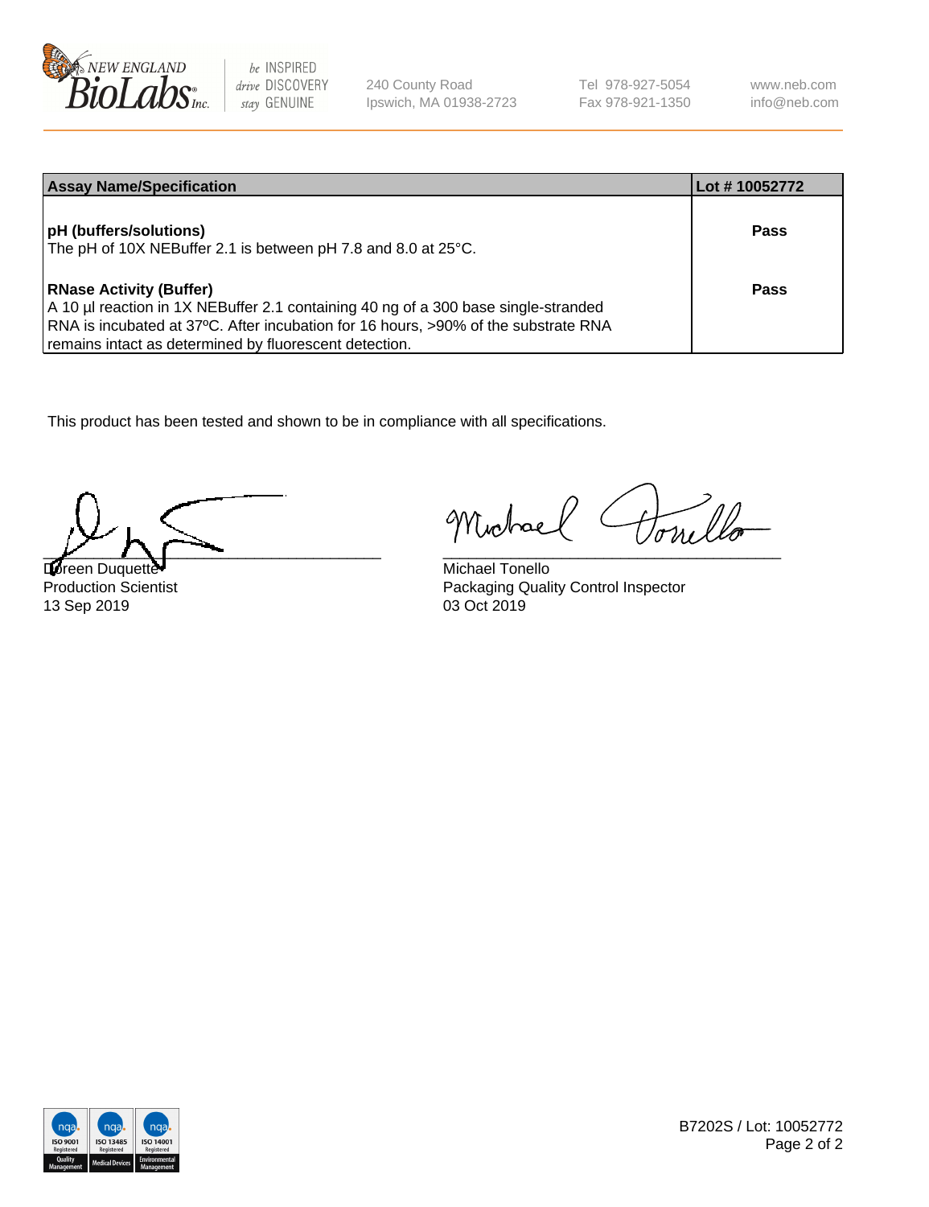| Assay Name/Specification | Lot # 10052772 |
|---|---|
| **pH (buffers/solutions)**<br>The pH of 10X NEBuffer 2.1 is between pH 7.8 and 8.0 at 25°C. | **Pass** |
| **RNase Activity (Buffer)**<br>A 10 µl reaction in 1X NEBuffer 2.1 containing 40 ng of a 300 base single-stranded RNA is incubated at 37ºC. After incubation for 16 hours, >90% of the substrate RNA remains intact as determined by fluorescent detection. | **Pass** |

This product has been tested and shown to be in compliance with all specifications.

Doreen Duquette
Production Scientist
13 Sep 2019

Michael Tonello
Packaging Quality Control Inspector
03 Oct 2019

B7202S / Lot: 10052772